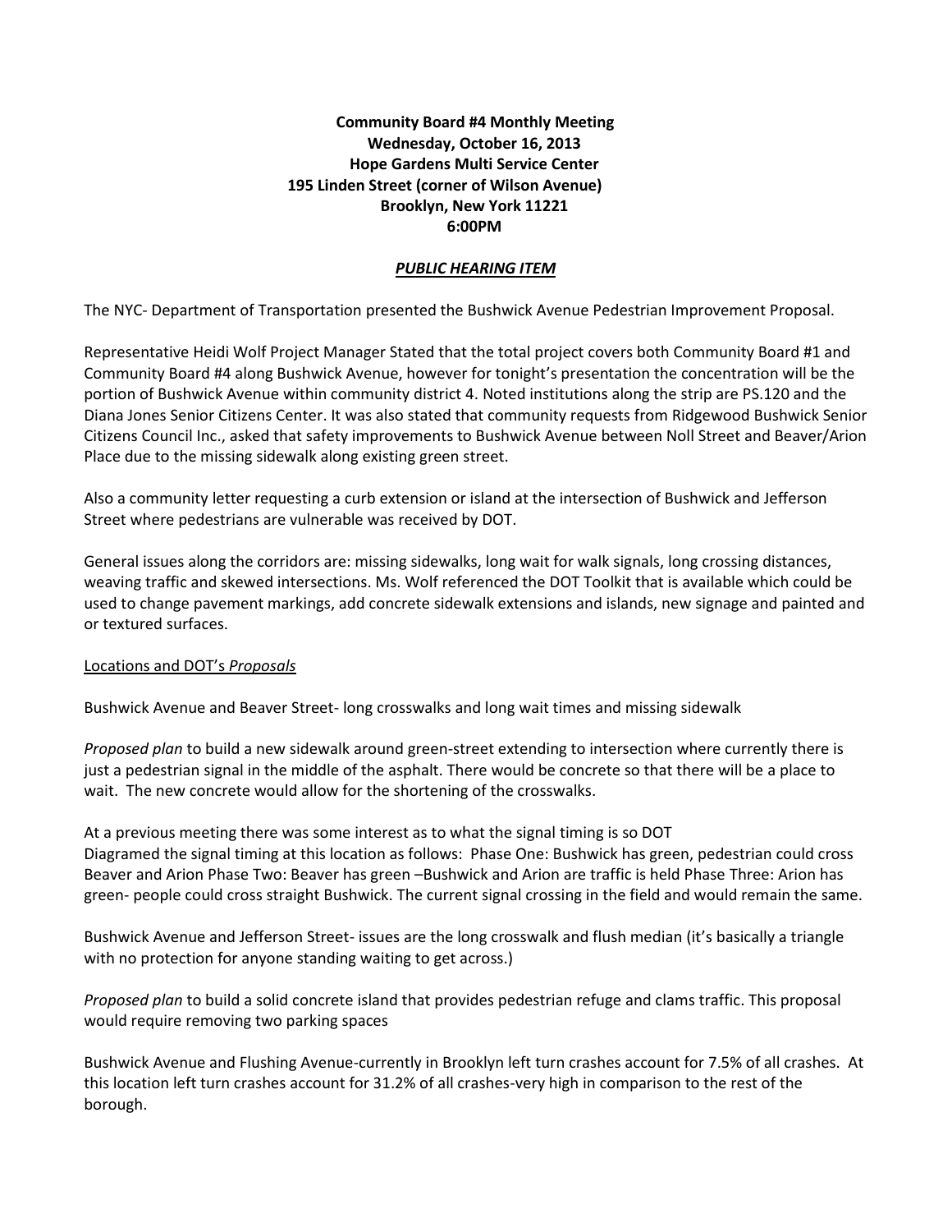**Community Board #4 Monthly Meeting**
**Wednesday, October 16, 2013**
**Hope Gardens Multi Service Center**
**195 Linden Street (corner of Wilson Avenue)**
**Brooklyn, New York 11221**
**6:00PM**

***PUBLIC HEARING ITEM***

The NYC- Department of Transportation presented the Bushwick Avenue Pedestrian Improvement Proposal.

Representative Heidi Wolf Project Manager Stated that the total project covers both Community Board #1 and Community Board #4 along Bushwick Avenue, however for tonight's presentation the concentration will be the portion of Bushwick Avenue within community district 4. Noted institutions along the strip are PS.120 and the Diana Jones Senior Citizens Center. It was also stated that community requests from Ridgewood Bushwick Senior Citizens Council Inc., asked that safety improvements to Bushwick Avenue between Noll Street and Beaver/Arion Place due to the missing sidewalk along existing green street.

Also a community letter requesting a curb extension or island at the intersection of Bushwick and Jefferson Street where pedestrians are vulnerable was received by DOT.

General issues along the corridors are: missing sidewalks, long wait for walk signals, long crossing distances, weaving traffic and skewed intersections. Ms. Wolf referenced the DOT Toolkit that is available which could be used to change pavement markings, add concrete sidewalk extensions and islands, new signage and painted and or textured surfaces.

Locations and DOT's *Proposals*

Bushwick Avenue and Beaver Street- long crosswalks and long wait times and missing sidewalk

*Proposed plan* to build a new sidewalk around green-street extending to intersection where currently there is just a pedestrian signal in the middle of the asphalt. There would be concrete so that there will be a place to wait. The new concrete would allow for the shortening of the crosswalks.

At a previous meeting there was some interest as to what the signal timing is so DOT Diagramed the signal timing at this location as follows: Phase One: Bushwick has green, pedestrian could cross Beaver and Arion Phase Two: Beaver has green –Bushwick and Arion are traffic is held Phase Three: Arion has green- people could cross straight Bushwick. The current signal crossing in the field and would remain the same.

Bushwick Avenue and Jefferson Street- issues are the long crosswalk and flush median (it's basically a triangle with no protection for anyone standing waiting to get across.)

*Proposed plan* to build a solid concrete island that provides pedestrian refuge and clams traffic. This proposal would require removing two parking spaces

Bushwick Avenue and Flushing Avenue-currently in Brooklyn left turn crashes account for 7.5% of all crashes. At this location left turn crashes account for 31.2% of all crashes-very high in comparison to the rest of the borough.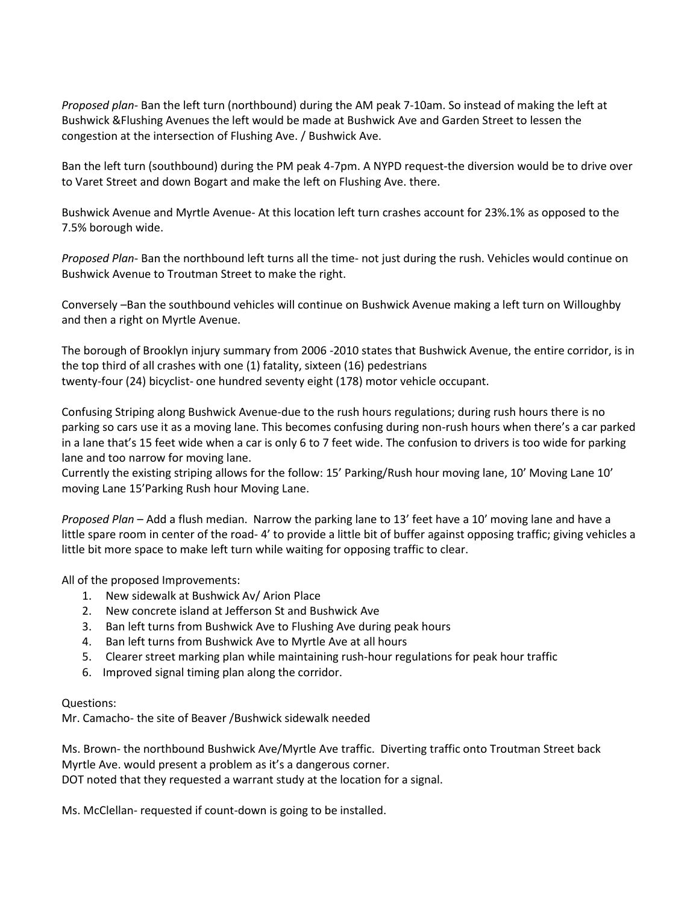*Proposed plan*- Ban the left turn (northbound) during the AM peak 7-10am. So instead of making the left at Bushwick &Flushing Avenues the left would be made at Bushwick Ave and Garden Street to lessen the congestion at the intersection of Flushing Ave. / Bushwick Ave.

Ban the left turn (southbound) during the PM peak 4-7pm. A NYPD request-the diversion would be to drive over to Varet Street and down Bogart and make the left on Flushing Ave. there.

Bushwick Avenue and Myrtle Avenue- At this location left turn crashes account for 23%.1% as opposed to the 7.5% borough wide.

*Proposed Plan*- Ban the northbound left turns all the time- not just during the rush. Vehicles would continue on Bushwick Avenue to Troutman Street to make the right.

Conversely –Ban the southbound vehicles will continue on Bushwick Avenue making a left turn on Willoughby and then a right on Myrtle Avenue.

The borough of Brooklyn injury summary from 2006 -2010 states that Bushwick Avenue, the entire corridor, is in the top third of all crashes with one (1) fatality, sixteen (16) pedestrians
twenty-four (24) bicyclist- one hundred seventy eight (178) motor vehicle occupant.

Confusing Striping along Bushwick Avenue-due to the rush hours regulations; during rush hours there is no parking so cars use it as a moving lane. This becomes confusing during non-rush hours when there's a car parked in a lane that's 15 feet wide when a car is only 6 to 7 feet wide. The confusion to drivers is too wide for parking lane and too narrow for moving lane.
Currently the existing striping allows for the follow: 15' Parking/Rush hour moving lane, 10' Moving Lane 10' moving Lane 15'Parking Rush hour Moving Lane.

*Proposed Plan* – Add a flush median. Narrow the parking lane to 13' feet have a 10' moving lane and have a little spare room in center of the road- 4' to provide a little bit of buffer against opposing traffic; giving vehicles a little bit more space to make left turn while waiting for opposing traffic to clear.

All of the proposed Improvements:

1. New sidewalk at Bushwick Av/ Arion Place
2. New concrete island at Jefferson St and Bushwick Ave
3. Ban left turns from Bushwick Ave to Flushing Ave during peak hours
4. Ban left turns from Bushwick Ave to Myrtle Ave at all hours
5. Clearer street marking plan while maintaining rush-hour regulations for peak hour traffic
6. Improved signal timing plan along the corridor.

Questions:
Mr. Camacho- the site of Beaver /Bushwick sidewalk needed

Ms. Brown- the northbound Bushwick Ave/Myrtle Ave traffic. Diverting traffic onto Troutman Street back Myrtle Ave. would present a problem as it's a dangerous corner.
DOT noted that they requested a warrant study at the location for a signal.

Ms. McClellan- requested if count-down is going to be installed.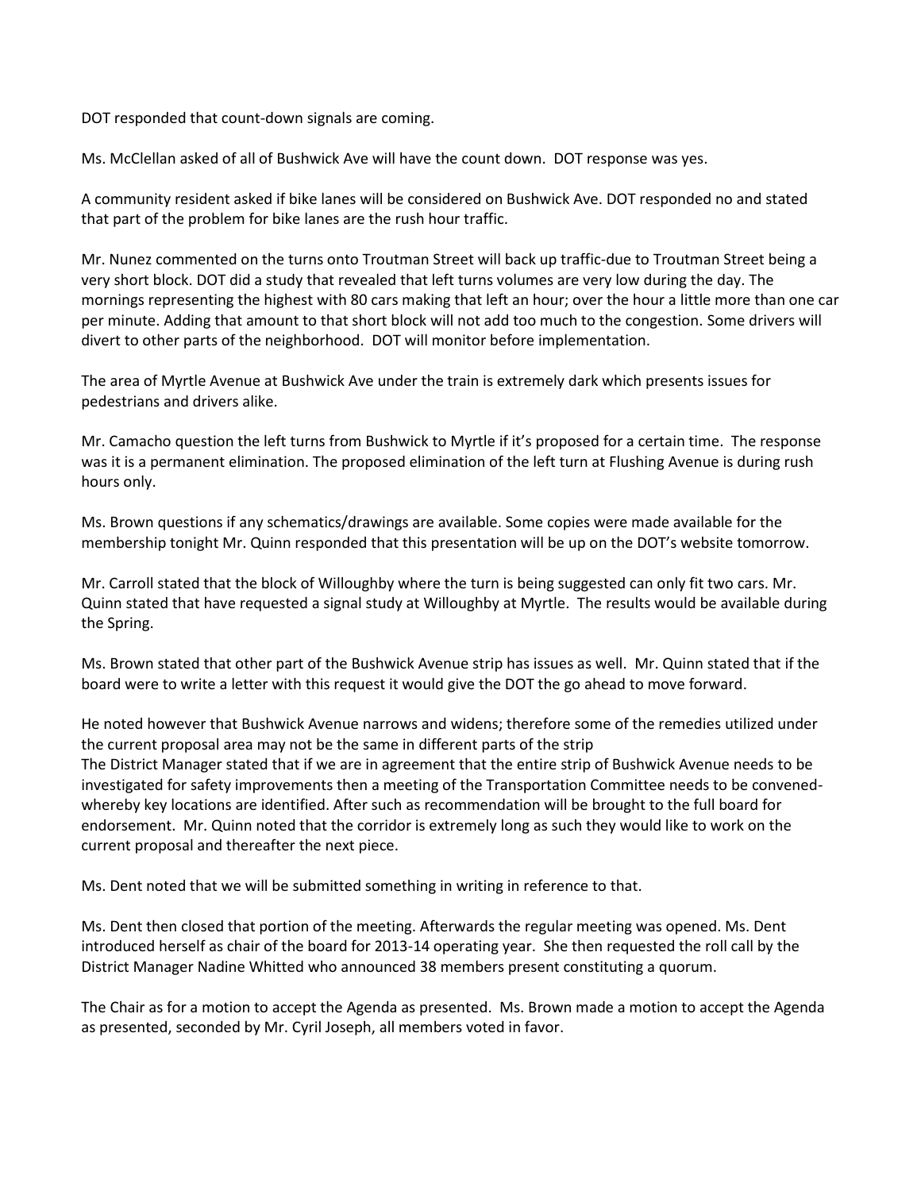DOT responded that count-down signals are coming.

Ms. McClellan asked of all of Bushwick Ave will have the count down. DOT response was yes.

A community resident asked if bike lanes will be considered on Bushwick Ave. DOT responded no and stated that part of the problem for bike lanes are the rush hour traffic.

Mr. Nunez commented on the turns onto Troutman Street will back up traffic-due to Troutman Street being a very short block. DOT did a study that revealed that left turns volumes are very low during the day. The mornings representing the highest with 80 cars making that left an hour; over the hour a little more than one car per minute. Adding that amount to that short block will not add too much to the congestion. Some drivers will divert to other parts of the neighborhood. DOT will monitor before implementation.

The area of Myrtle Avenue at Bushwick Ave under the train is extremely dark which presents issues for pedestrians and drivers alike.

Mr. Camacho question the left turns from Bushwick to Myrtle if it's proposed for a certain time. The response was it is a permanent elimination. The proposed elimination of the left turn at Flushing Avenue is during rush hours only.

Ms. Brown questions if any schematics/drawings are available. Some copies were made available for the membership tonight Mr. Quinn responded that this presentation will be up on the DOT's website tomorrow.

Mr. Carroll stated that the block of Willoughby where the turn is being suggested can only fit two cars. Mr. Quinn stated that have requested a signal study at Willoughby at Myrtle. The results would be available during the Spring.

Ms. Brown stated that other part of the Bushwick Avenue strip has issues as well. Mr. Quinn stated that if the board were to write a letter with this request it would give the DOT the go ahead to move forward.

He noted however that Bushwick Avenue narrows and widens; therefore some of the remedies utilized under the current proposal area may not be the same in different parts of the strip
The District Manager stated that if we are in agreement that the entire strip of Bushwick Avenue needs to be investigated for safety improvements then a meeting of the Transportation Committee needs to be convened-whereby key locations are identified. After such as recommendation will be brought to the full board for endorsement. Mr. Quinn noted that the corridor is extremely long as such they would like to work on the current proposal and thereafter the next piece.

Ms. Dent noted that we will be submitted something in writing in reference to that.

Ms. Dent then closed that portion of the meeting. Afterwards the regular meeting was opened. Ms. Dent introduced herself as chair of the board for 2013-14 operating year. She then requested the roll call by the District Manager Nadine Whitted who announced 38 members present constituting a quorum.

The Chair as for a motion to accept the Agenda as presented. Ms. Brown made a motion to accept the Agenda as presented, seconded by Mr. Cyril Joseph, all members voted in favor.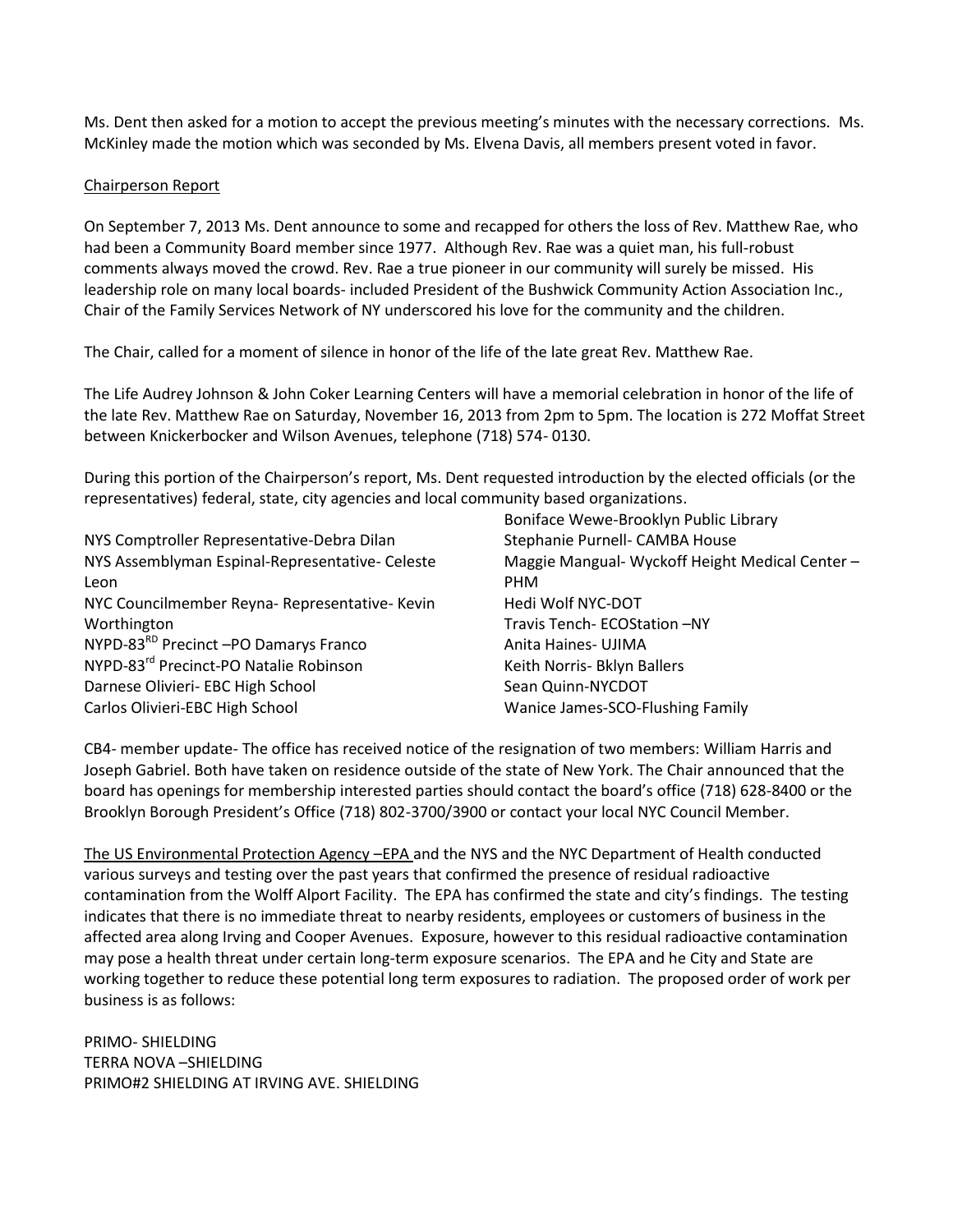Ms. Dent then asked for a motion to accept the previous meeting's minutes with the necessary corrections. Ms. McKinley made the motion which was seconded by Ms. Elvena Davis, all members present voted in favor.

<u>Chairperson Report</u>

On September 7, 2013 Ms. Dent announce to some and recapped for others the loss of Rev. Matthew Rae, who had been a Community Board member since 1977. Although Rev. Rae was a quiet man, his full-robust comments always moved the crowd. Rev. Rae a true pioneer in our community will surely be missed. His leadership role on many local boards- included President of the Bushwick Community Action Association Inc., Chair of the Family Services Network of NY underscored his love for the community and the children.

The Chair, called for a moment of silence in honor of the life of the late great Rev. Matthew Rae.

The Life Audrey Johnson & John Coker Learning Centers will have a memorial celebration in honor of the life of the late Rev. Matthew Rae on Saturday, November 16, 2013 from 2pm to 5pm. The location is 272 Moffat Street between Knickerbocker and Wilson Avenues, telephone (718) 574- 0130.

During this portion of the Chairperson's report, Ms. Dent requested introduction by the elected officials (or the representatives) federal, state, city agencies and local community based organizations.

NYS Comptroller Representative-Debra Dilan
NYS Assemblyman Espinal-Representative- Celeste Leon
NYC Councilmember Reyna- Representative- Kevin Worthington
NYPD-83[RD] Precinct –PO Damarys Franco
NYPD-83[rd] Precinct-PO Natalie Robinson
Darnese Olivieri- EBC High School
Carlos Olivieri-EBC High School
Boniface Wewe-Brooklyn Public Library
Stephanie Purnell- CAMBA House
Maggie Mangual- Wyckoff Height Medical Center – PHM
Hedi Wolf NYC-DOT
Travis Tench- ECOStation –NY
Anita Haines- UJIMA
Keith Norris- Bklyn Ballers
Sean Quinn-NYCDOT
Wanice James-SCO-Flushing Family

CB4- member update- The office has received notice of the resignation of two members: William Harris and Joseph Gabriel. Both have taken on residence outside of the state of New York. The Chair announced that the board has openings for membership interested parties should contact the board's office (718) 628-8400 or the Brooklyn Borough President's Office (718) 802-3700/3900 or contact your local NYC Council Member.

<u>The US Environmental Protection Agency –EPA</u> and the NYS and the NYC Department of Health conducted various surveys and testing over the past years that confirmed the presence of residual radioactive contamination from the Wolff Alport Facility. The EPA has confirmed the state and city's findings. The testing indicates that there is no immediate threat to nearby residents, employees or customers of business in the affected area along Irving and Cooper Avenues. Exposure, however to this residual radioactive contamination may pose a health threat under certain long-term exposure scenarios. The EPA and he City and State are working together to reduce these potential long term exposures to radiation. The proposed order of work per business is as follows:

PRIMO- SHIELDING
TERRA NOVA –SHIELDING
PRIMO#2 SHIELDING AT IRVING AVE. SHIELDING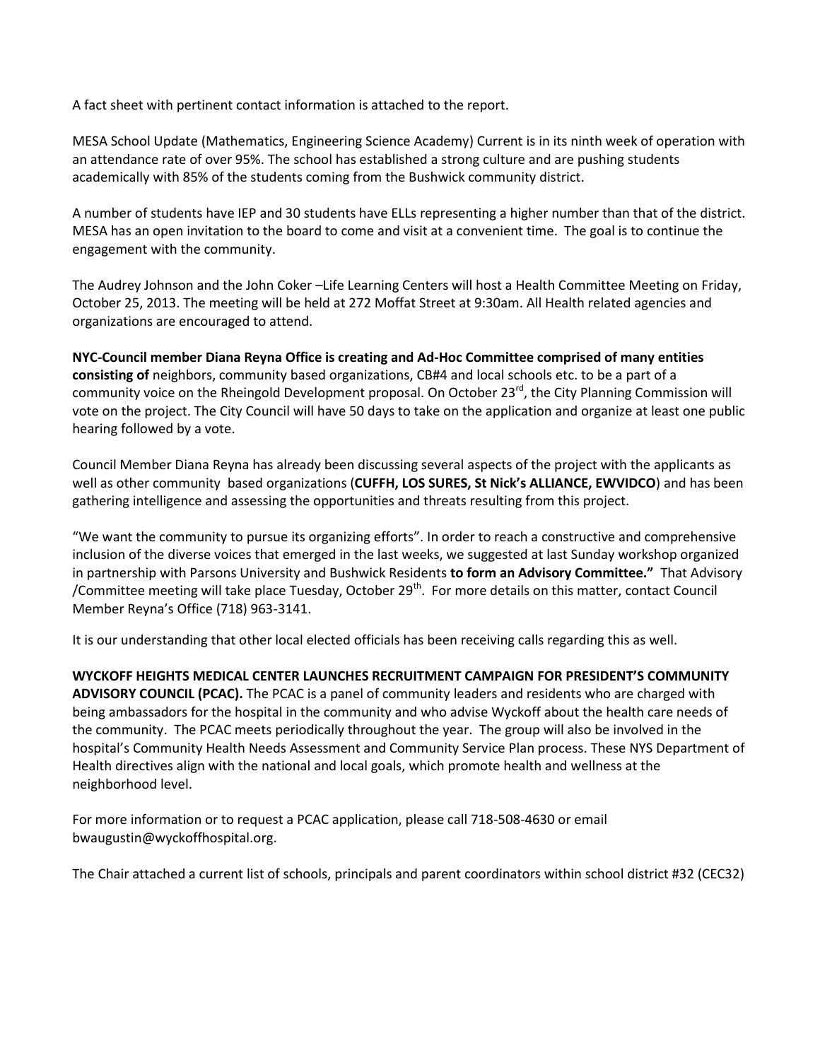A fact sheet with pertinent contact information is attached to the report.

MESA School Update (Mathematics, Engineering Science Academy) Current is in its ninth week of operation with an attendance rate of over 95%. The school has established a strong culture and are pushing students academically with 85% of the students coming from the Bushwick community district.

A number of students have IEP and 30 students have ELLs representing a higher number than that of the district. MESA has an open invitation to the board to come and visit at a convenient time. The goal is to continue the engagement with the community.

The Audrey Johnson and the John Coker –Life Learning Centers will host a Health Committee Meeting on Friday, October 25, 2013. The meeting will be held at 272 Moffat Street at 9:30am. All Health related agencies and organizations are encouraged to attend.

**NYC-Council member Diana Reyna Office is creating and Ad-Hoc Committee comprised of many entities consisting of** neighbors, community based organizations, CB#4 and local schools etc. to be a part of a community voice on the Rheingold Development proposal. On October 23rd, the City Planning Commission will vote on the project. The City Council will have 50 days to take on the application and organize at least one public hearing followed by a vote.

Council Member Diana Reyna has already been discussing several aspects of the project with the applicants as well as other community based organizations (**CUFFH, LOS SURES, St Nick's ALLIANCE, EWVIDCO**) and has been gathering intelligence and assessing the opportunities and threats resulting from this project.

"We want the community to pursue its organizing efforts". In order to reach a constructive and comprehensive inclusion of the diverse voices that emerged in the last weeks, we suggested at last Sunday workshop organized in partnership with Parsons University and Bushwick Residents **to form an Advisory Committee."** That Advisory /Committee meeting will take place Tuesday, October 29th. For more details on this matter, contact Council Member Reyna's Office (718) 963-3141.

It is our understanding that other local elected officials has been receiving calls regarding this as well.

**WYCKOFF HEIGHTS MEDICAL CENTER LAUNCHES RECRUITMENT CAMPAIGN FOR PRESIDENT'S COMMUNITY ADVISORY COUNCIL (PCAC).** The PCAC is a panel of community leaders and residents who are charged with being ambassadors for the hospital in the community and who advise Wyckoff about the health care needs of the community. The PCAC meets periodically throughout the year. The group will also be involved in the hospital's Community Health Needs Assessment and Community Service Plan process. These NYS Department of Health directives align with the national and local goals, which promote health and wellness at the neighborhood level.

For more information or to request a PCAC application, please call 718-508-4630 or email bwaugustin@wyckoffhospital.org.

The Chair attached a current list of schools, principals and parent coordinators within school district #32 (CEC32)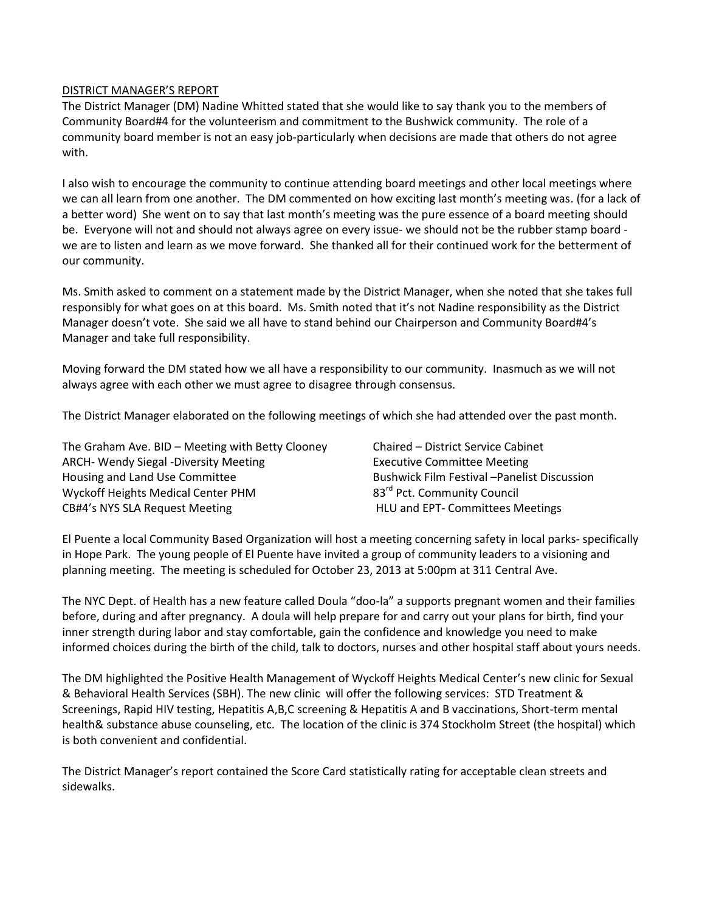DISTRICT MANAGER'S REPORT

The District Manager (DM) Nadine Whitted stated that she would like to say thank you to the members of Community Board#4 for the volunteerism and commitment to the Bushwick community. The role of a community board member is not an easy job-particularly when decisions are made that others do not agree with.

I also wish to encourage the community to continue attending board meetings and other local meetings where we can all learn from one another. The DM commented on how exciting last month's meeting was. (for a lack of a better word) She went on to say that last month's meeting was the pure essence of a board meeting should be. Everyone will not and should not always agree on every issue- we should not be the rubber stamp board - we are to listen and learn as we move forward. She thanked all for their continued work for the betterment of our community.

Ms. Smith asked to comment on a statement made by the District Manager, when she noted that she takes full responsibly for what goes on at this board. Ms. Smith noted that it's not Nadine responsibility as the District Manager doesn't vote. She said we all have to stand behind our Chairperson and Community Board#4's Manager and take full responsibility.

Moving forward the DM stated how we all have a responsibility to our community. Inasmuch as we will not always agree with each other we must agree to disagree through consensus.

The District Manager elaborated on the following meetings of which she had attended over the past month.

- The Graham Ave. BID – Meeting with Betty Clooney
- ARCH- Wendy Siegal -Diversity Meeting
- Housing and Land Use Committee
- Wyckoff Heights Medical Center PHM
- CB#4's NYS SLA Request Meeting
- Chaired – District Service Cabinet
- Executive Committee Meeting
- Bushwick Film Festival –Panelist Discussion
- 83rd Pct. Community Council
- HLU and EPT- Committees Meetings

El Puente a local Community Based Organization will host a meeting concerning safety in local parks- specifically in Hope Park. The young people of El Puente have invited a group of community leaders to a visioning and planning meeting. The meeting is scheduled for October 23, 2013 at 5:00pm at 311 Central Ave.

The NYC Dept. of Health has a new feature called Doula "doo-la" a supports pregnant women and their families before, during and after pregnancy. A doula will help prepare for and carry out your plans for birth, find your inner strength during labor and stay comfortable, gain the confidence and knowledge you need to make informed choices during the birth of the child, talk to doctors, nurses and other hospital staff about yours needs.

The DM highlighted the Positive Health Management of Wyckoff Heights Medical Center's new clinic for Sexual & Behavioral Health Services (SBH). The new clinic will offer the following services: STD Treatment & Screenings, Rapid HIV testing, Hepatitis A,B,C screening & Hepatitis A and B vaccinations, Short-term mental health& substance abuse counseling, etc. The location of the clinic is 374 Stockholm Street (the hospital) which is both convenient and confidential.

The District Manager's report contained the Score Card statistically rating for acceptable clean streets and sidewalks.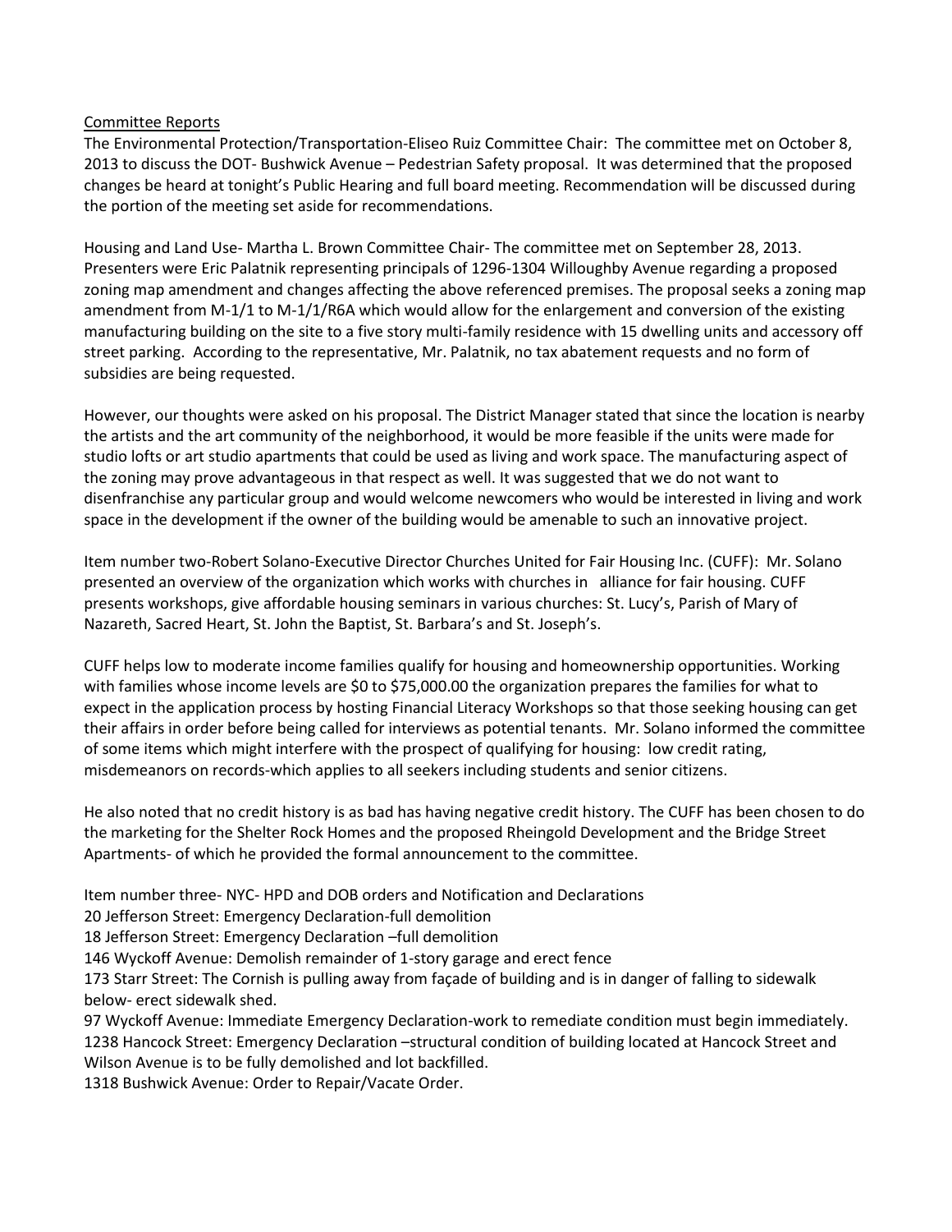<u>Committee Reports</u>

The Environmental Protection/Transportation-Eliseo Ruiz Committee Chair: The committee met on October 8, 2013 to discuss the DOT- Bushwick Avenue – Pedestrian Safety proposal. It was determined that the proposed changes be heard at tonight's Public Hearing and full board meeting. Recommendation will be discussed during the portion of the meeting set aside for recommendations.

Housing and Land Use- Martha L. Brown Committee Chair- The committee met on September 28, 2013. Presenters were Eric Palatnik representing principals of 1296-1304 Willoughby Avenue regarding a proposed zoning map amendment and changes affecting the above referenced premises. The proposal seeks a zoning map amendment from M-1/1 to M-1/1/R6A which would allow for the enlargement and conversion of the existing manufacturing building on the site to a five story multi-family residence with 15 dwelling units and accessory off street parking. According to the representative, Mr. Palatnik, no tax abatement requests and no form of subsidies are being requested.

However, our thoughts were asked on his proposal. The District Manager stated that since the location is nearby the artists and the art community of the neighborhood, it would be more feasible if the units were made for studio lofts or art studio apartments that could be used as living and work space. The manufacturing aspect of the zoning may prove advantageous in that respect as well. It was suggested that we do not want to disenfranchise any particular group and would welcome newcomers who would be interested in living and work space in the development if the owner of the building would be amenable to such an innovative project.

Item number two-Robert Solano-Executive Director Churches United for Fair Housing Inc. (CUFF): Mr. Solano presented an overview of the organization which works with churches in alliance for fair housing. CUFF presents workshops, give affordable housing seminars in various churches: St. Lucy's, Parish of Mary of Nazareth, Sacred Heart, St. John the Baptist, St. Barbara's and St. Joseph's.

CUFF helps low to moderate income families qualify for housing and homeownership opportunities. Working with families whose income levels are $0 to $75,000.00 the organization prepares the families for what to expect in the application process by hosting Financial Literacy Workshops so that those seeking housing can get their affairs in order before being called for interviews as potential tenants. Mr. Solano informed the committee of some items which might interfere with the prospect of qualifying for housing: low credit rating, misdemeanors on records-which applies to all seekers including students and senior citizens.

He also noted that no credit history is as bad has having negative credit history. The CUFF has been chosen to do the marketing for the Shelter Rock Homes and the proposed Rheingold Development and the Bridge Street Apartments- of which he provided the formal announcement to the committee.

Item number three- NYC- HPD and DOB orders and Notification and Declarations
20 Jefferson Street: Emergency Declaration-full demolition
18 Jefferson Street: Emergency Declaration –full demolition
146 Wyckoff Avenue: Demolish remainder of 1-story garage and erect fence
173 Starr Street: The Cornish is pulling away from façade of building and is in danger of falling to sidewalk below- erect sidewalk shed.
97 Wyckoff Avenue: Immediate Emergency Declaration-work to remediate condition must begin immediately.
1238 Hancock Street: Emergency Declaration –structural condition of building located at Hancock Street and Wilson Avenue is to be fully demolished and lot backfilled.
1318 Bushwick Avenue: Order to Repair/Vacate Order.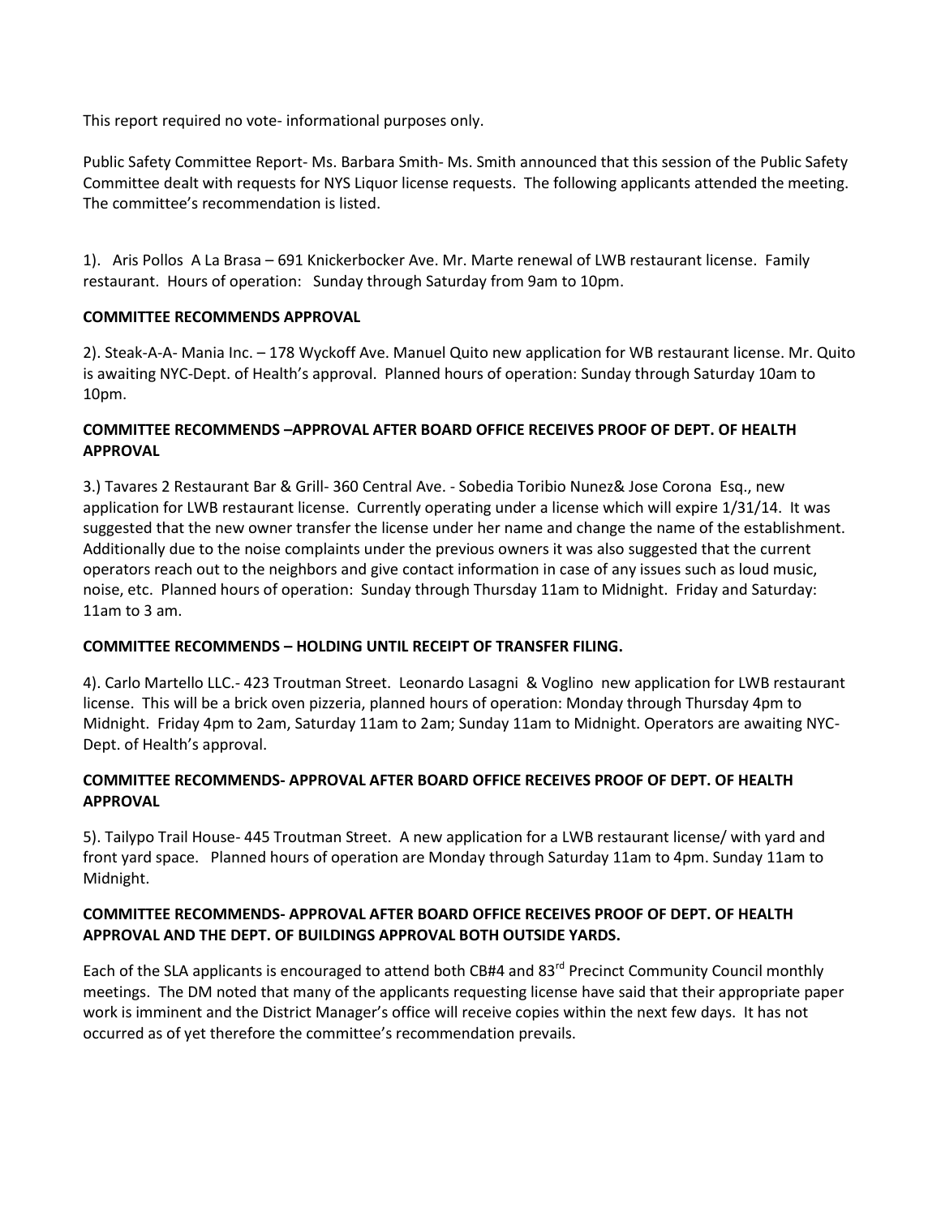This report required no vote- informational purposes only.

Public Safety Committee Report- Ms. Barbara Smith- Ms. Smith announced that this session of the Public Safety Committee dealt with requests for NYS Liquor license requests. The following applicants attended the meeting. The committee's recommendation is listed.

1). Aris Pollos A La Brasa – 691 Knickerbocker Ave. Mr. Marte renewal of LWB restaurant license. Family restaurant. Hours of operation: Sunday through Saturday from 9am to 10pm.

**COMMITTEE RECOMMENDS APPROVAL**

2). Steak-A-A- Mania Inc. – 178 Wyckoff Ave. Manuel Quito new application for WB restaurant license. Mr. Quito is awaiting NYC-Dept. of Health's approval. Planned hours of operation: Sunday through Saturday 10am to 10pm.

**COMMITTEE RECOMMENDS –APPROVAL AFTER BOARD OFFICE RECEIVES PROOF OF DEPT. OF HEALTH APPROVAL**

3.) Tavares 2 Restaurant Bar & Grill- 360 Central Ave. - Sobedia Toribio Nunez& Jose Corona Esq., new application for LWB restaurant license. Currently operating under a license which will expire 1/31/14. It was suggested that the new owner transfer the license under her name and change the name of the establishment. Additionally due to the noise complaints under the previous owners it was also suggested that the current operators reach out to the neighbors and give contact information in case of any issues such as loud music, noise, etc. Planned hours of operation: Sunday through Thursday 11am to Midnight. Friday and Saturday: 11am to 3 am.

**COMMITTEE RECOMMENDS – HOLDING UNTIL RECEIPT OF TRANSFER FILING.**

4). Carlo Martello LLC.- 423 Troutman Street. Leonardo Lasagni & Voglino new application for LWB restaurant license. This will be a brick oven pizzeria, planned hours of operation: Monday through Thursday 4pm to Midnight. Friday 4pm to 2am, Saturday 11am to 2am; Sunday 11am to Midnight. Operators are awaiting NYC-Dept. of Health's approval.

**COMMITTEE RECOMMENDS- APPROVAL AFTER BOARD OFFICE RECEIVES PROOF OF DEPT. OF HEALTH APPROVAL**

5). Tailypo Trail House- 445 Troutman Street. A new application for a LWB restaurant license/ with yard and front yard space. Planned hours of operation are Monday through Saturday 11am to 4pm. Sunday 11am to Midnight.

**COMMITTEE RECOMMENDS- APPROVAL AFTER BOARD OFFICE RECEIVES PROOF OF DEPT. OF HEALTH APPROVAL AND THE DEPT. OF BUILDINGS APPROVAL BOTH OUTSIDE YARDS.**

Each of the SLA applicants is encouraged to attend both CB#4 and 83rd Precinct Community Council monthly meetings. The DM noted that many of the applicants requesting license have said that their appropriate paper work is imminent and the District Manager's office will receive copies within the next few days. It has not occurred as of yet therefore the committee's recommendation prevails.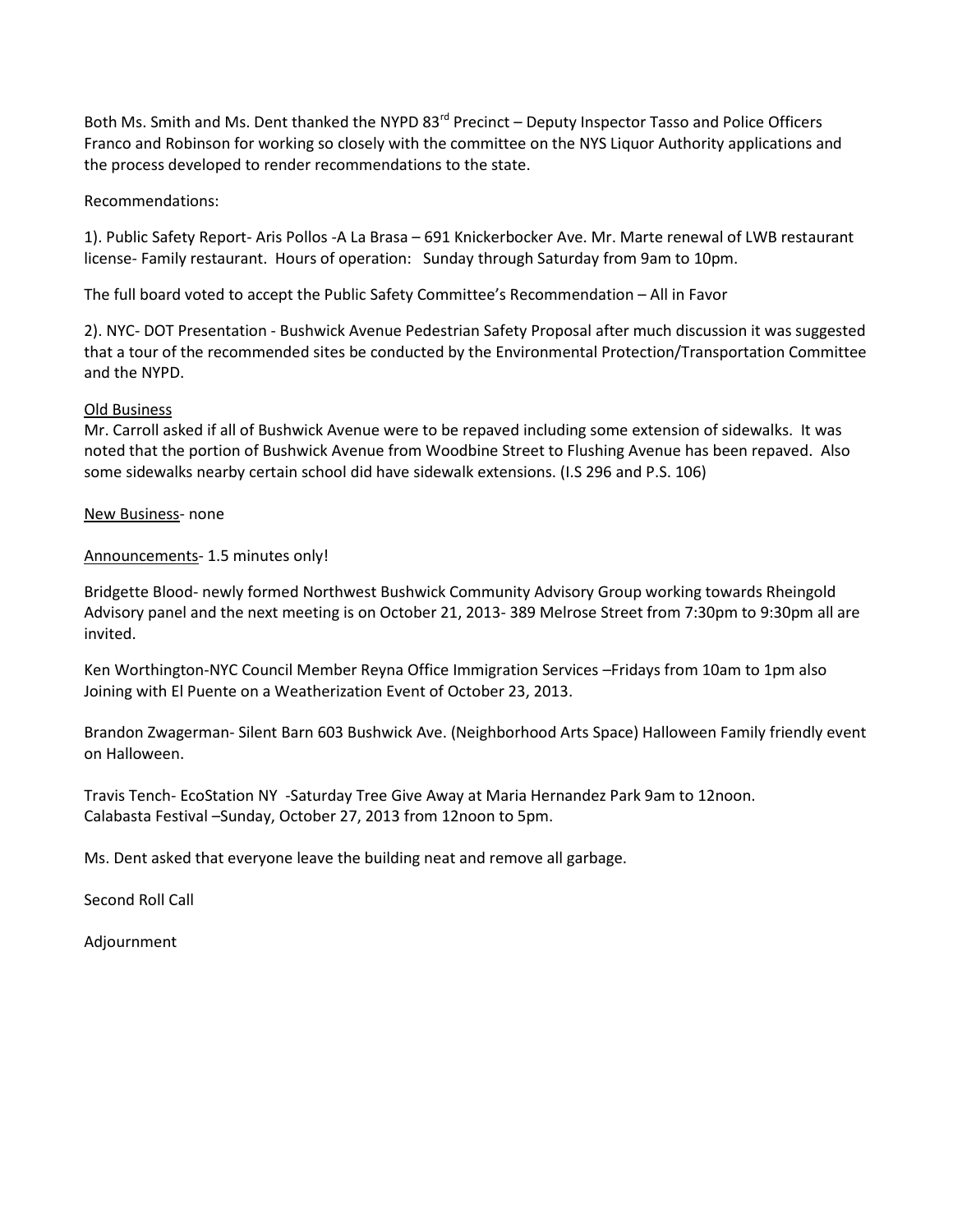Both Ms. Smith and Ms. Dent thanked the NYPD 83rd Precinct – Deputy Inspector Tasso and Police Officers Franco and Robinson for working so closely with the committee on the NYS Liquor Authority applications and the process developed to render recommendations to the state.

Recommendations:

1). Public Safety Report- Aris Pollos -A La Brasa – 691 Knickerbocker Ave. Mr. Marte renewal of LWB restaurant license- Family restaurant. Hours of operation: Sunday through Saturday from 9am to 10pm.

The full board voted to accept the Public Safety Committee's Recommendation – All in Favor

2). NYC- DOT Presentation - Bushwick Avenue Pedestrian Safety Proposal after much discussion it was suggested that a tour of the recommended sites be conducted by the Environmental Protection/Transportation Committee and the NYPD.

Old Business

Mr. Carroll asked if all of Bushwick Avenue were to be repaved including some extension of sidewalks. It was noted that the portion of Bushwick Avenue from Woodbine Street to Flushing Avenue has been repaved. Also some sidewalks nearby certain school did have sidewalk extensions. (I.S 296 and P.S. 106)

New Business- none

Announcements- 1.5 minutes only!

Bridgette Blood- newly formed Northwest Bushwick Community Advisory Group working towards Rheingold Advisory panel and the next meeting is on October 21, 2013- 389 Melrose Street from 7:30pm to 9:30pm all are invited.

Ken Worthington-NYC Council Member Reyna Office Immigration Services –Fridays from 10am to 1pm also Joining with El Puente on a Weatherization Event of October 23, 2013.

Brandon Zwagerman- Silent Barn 603 Bushwick Ave. (Neighborhood Arts Space) Halloween Family friendly event on Halloween.

Travis Tench- EcoStation NY -Saturday Tree Give Away at Maria Hernandez Park 9am to 12noon.
Calabasta Festival –Sunday, October 27, 2013 from 12noon to 5pm.

Ms. Dent asked that everyone leave the building neat and remove all garbage.

Second Roll Call

Adjournment